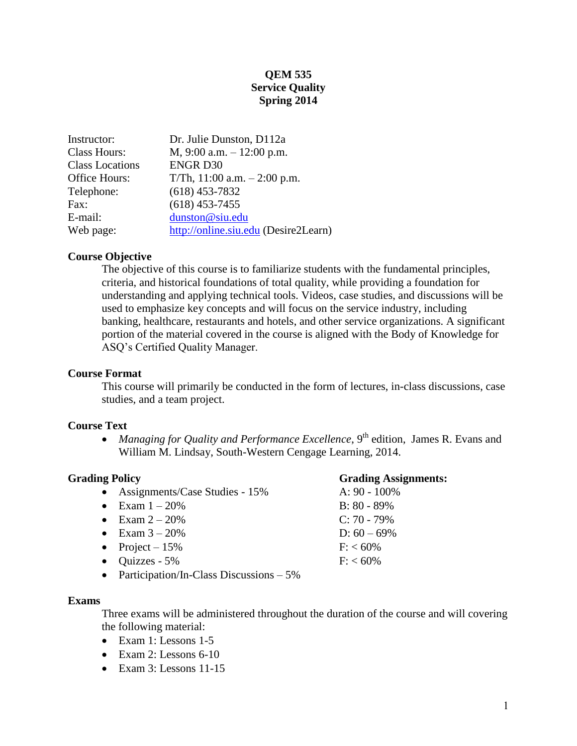# QEM 535
# Service Quality
# Spring 2014

| | |
|---|---|
| Instructor: | Dr. Julie Dunston, D112a |
| Class Hours: | M, 9:00 a.m. – 12:00 p.m. |
| Class Locations | ENGR D30 |
| Office Hours: | T/Th, 11:00 a.m. – 2:00 p.m. |
| Telephone: | (618) 453-7832 |
| Fax: | (618) 453-7455 |
| E-mail: | dunston@siu.edu |
| Web page: | http://online.siu.edu (Desire2Learn) |

## Course Objective

The objective of this course is to familiarize students with the fundamental principles, criteria, and historical foundations of total quality, while providing a foundation for understanding and applying technical tools. Videos, case studies, and discussions will be used to emphasize key concepts and will focus on the service industry, including banking, healthcare, restaurants and hotels, and other service organizations. A significant portion of the material covered in the course is aligned with the Body of Knowledge for ASQ's Certified Quality Manager.

## Course Format

This course will primarily be conducted in the form of lectures, in-class discussions, case studies, and a team project.

## Course Text

- *Managing for Quality and Performance Excellence*, 9th edition, James R. Evans and William M. Lindsay, South-Western Cengage Learning, 2014.

## Grading Policy

- Assignments/Case Studies - 15%
- Exam 1 – 20%
- Exam 2 – 20%
- Exam 3 – 20%
- Project – 15%
- Quizzes - 5%
- Participation/In-Class Discussions – 5%

## Grading Assignments:

A: 90 - 100%
B: 80 - 89%
C: 70 - 79%
D: 60 – 69%
F: < 60%
F: < 60%

## Exams

Three exams will be administered throughout the duration of the course and will covering the following material:

- Exam 1: Lessons 1-5
- Exam 2: Lessons 6-10
- Exam 3: Lessons 11-15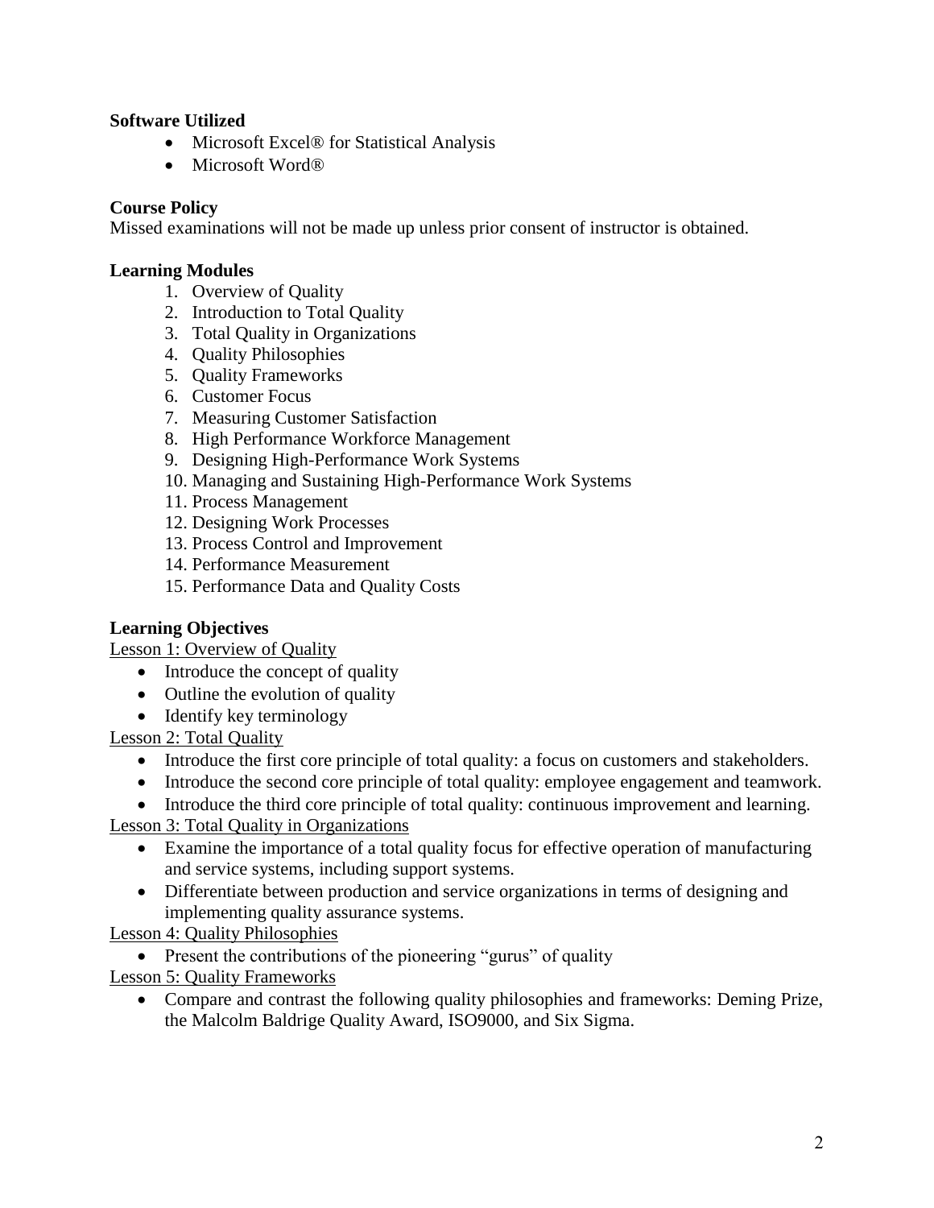**Software Utilized**

- Microsoft Excel® for Statistical Analysis
- Microsoft Word®

**Course Policy**

Missed examinations will not be made up unless prior consent of instructor is obtained.

**Learning Modules**

1. Overview of Quality
2. Introduction to Total Quality
3. Total Quality in Organizations
4. Quality Philosophies
5. Quality Frameworks
6. Customer Focus
7. Measuring Customer Satisfaction
8. High Performance Workforce Management
9. Designing High-Performance Work Systems
10. Managing and Sustaining High-Performance Work Systems
11. Process Management
12. Designing Work Processes
13. Process Control and Improvement
14. Performance Measurement
15. Performance Data and Quality Costs

**Learning Objectives**

Lesson 1: Overview of Quality

- Introduce the concept of quality
- Outline the evolution of quality
- Identify key terminology

Lesson 2: Total Quality

- Introduce the first core principle of total quality: a focus on customers and stakeholders.
- Introduce the second core principle of total quality: employee engagement and teamwork.
- Introduce the third core principle of total quality: continuous improvement and learning.

Lesson 3: Total Quality in Organizations

- Examine the importance of a total quality focus for effective operation of manufacturing and service systems, including support systems.
- Differentiate between production and service organizations in terms of designing and implementing quality assurance systems.

Lesson 4: Quality Philosophies

- Present the contributions of the pioneering "gurus" of quality

Lesson 5: Quality Frameworks

- Compare and contrast the following quality philosophies and frameworks: Deming Prize, the Malcolm Baldrige Quality Award, ISO9000, and Six Sigma.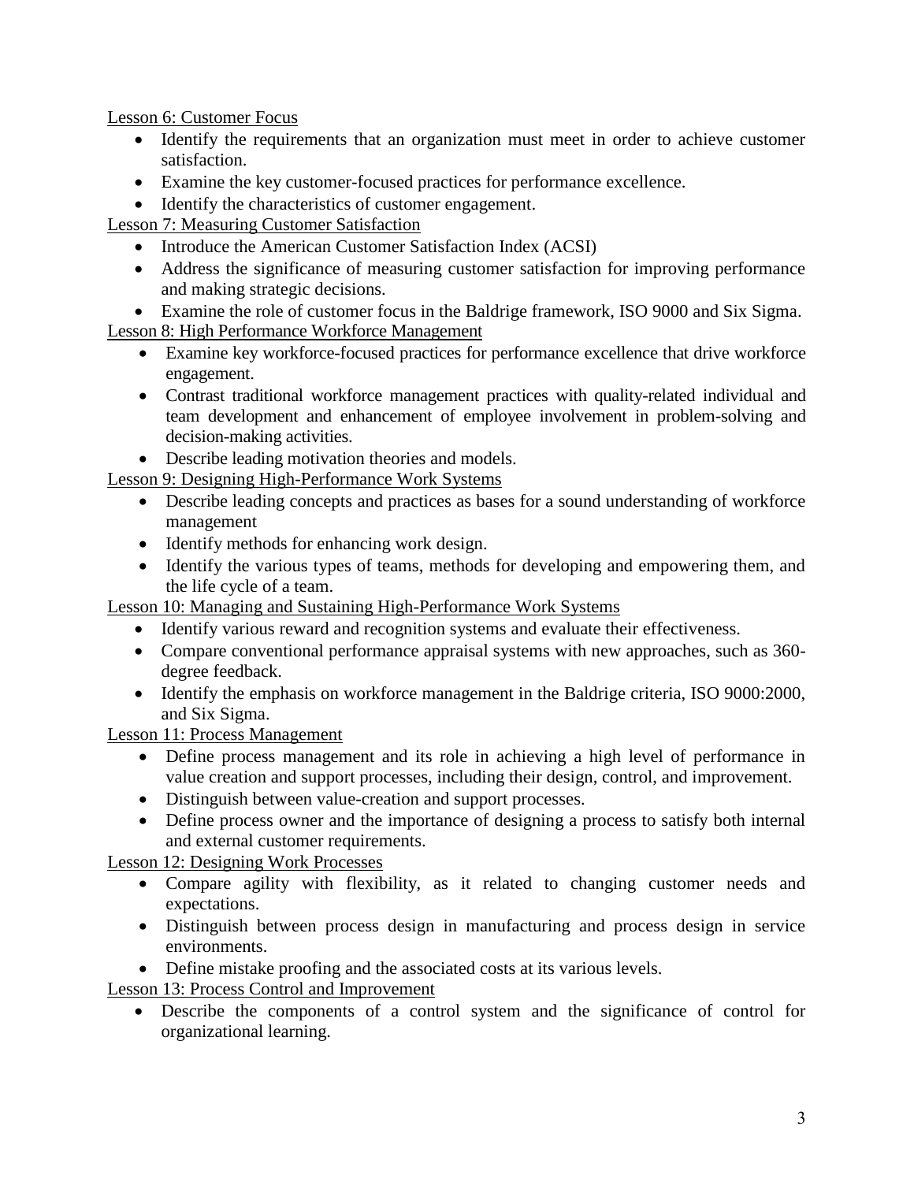<u>Lesson 6: Customer Focus</u>

- Identify the requirements that an organization must meet in order to achieve customer satisfaction.
- Examine the key customer-focused practices for performance excellence.
- Identify the characteristics of customer engagement.

<u>Lesson 7: Measuring Customer Satisfaction</u>

- Introduce the American Customer Satisfaction Index (ACSI)
- Address the significance of measuring customer satisfaction for improving performance and making strategic decisions.
- Examine the role of customer focus in the Baldrige framework, ISO 9000 and Six Sigma.

<u>Lesson 8: High Performance Workforce Management</u>

- Examine key workforce-focused practices for performance excellence that drive workforce engagement.
- Contrast traditional workforce management practices with quality-related individual and team development and enhancement of employee involvement in problem-solving and decision-making activities.
- Describe leading motivation theories and models.

<u>Lesson 9: Designing High-Performance Work Systems</u>

- Describe leading concepts and practices as bases for a sound understanding of workforce management
- Identify methods for enhancing work design.
- Identify the various types of teams, methods for developing and empowering them, and the life cycle of a team.

<u>Lesson 10: Managing and Sustaining High-Performance Work Systems</u>

- Identify various reward and recognition systems and evaluate their effectiveness.
- Compare conventional performance appraisal systems with new approaches, such as 360-degree feedback.
- Identify the emphasis on workforce management in the Baldrige criteria, ISO 9000:2000, and Six Sigma.

<u>Lesson 11: Process Management</u>

- Define process management and its role in achieving a high level of performance in value creation and support processes, including their design, control, and improvement.
- Distinguish between value-creation and support processes.
- Define process owner and the importance of designing a process to satisfy both internal and external customer requirements.

<u>Lesson 12: Designing Work Processes</u>

- Compare agility with flexibility, as it related to changing customer needs and expectations.
- Distinguish between process design in manufacturing and process design in service environments.
- Define mistake proofing and the associated costs at its various levels.

<u>Lesson 13: Process Control and Improvement</u>

- Describe the components of a control system and the significance of control for organizational learning.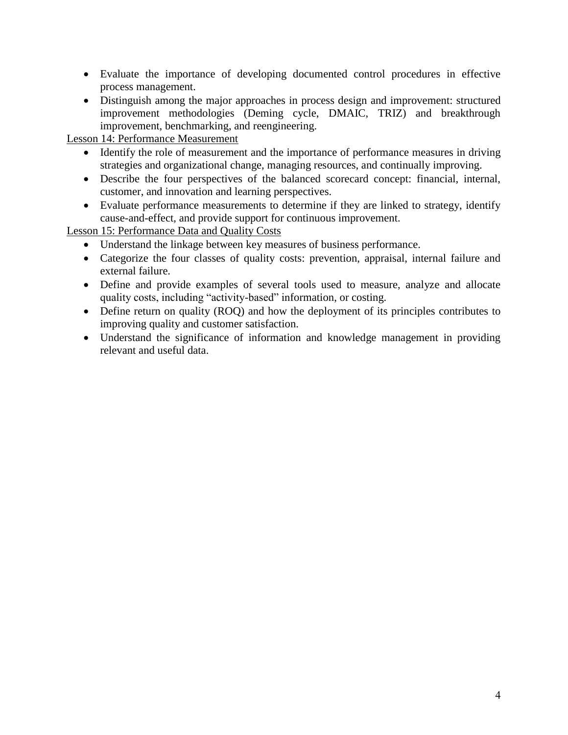- Evaluate the importance of developing documented control procedures in effective process management.
- Distinguish among the major approaches in process design and improvement: structured improvement methodologies (Deming cycle, DMAIC, TRIZ) and breakthrough improvement, benchmarking, and reengineering.

Lesson 14: Performance Measurement

- Identify the role of measurement and the importance of performance measures in driving strategies and organizational change, managing resources, and continually improving.
- Describe the four perspectives of the balanced scorecard concept: financial, internal, customer, and innovation and learning perspectives.
- Evaluate performance measurements to determine if they are linked to strategy, identify cause-and-effect, and provide support for continuous improvement.

Lesson 15: Performance Data and Quality Costs

- Understand the linkage between key measures of business performance.
- Categorize the four classes of quality costs: prevention, appraisal, internal failure and external failure.
- Define and provide examples of several tools used to measure, analyze and allocate quality costs, including "activity-based" information, or costing.
- Define return on quality (ROQ) and how the deployment of its principles contributes to improving quality and customer satisfaction.
- Understand the significance of information and knowledge management in providing relevant and useful data.